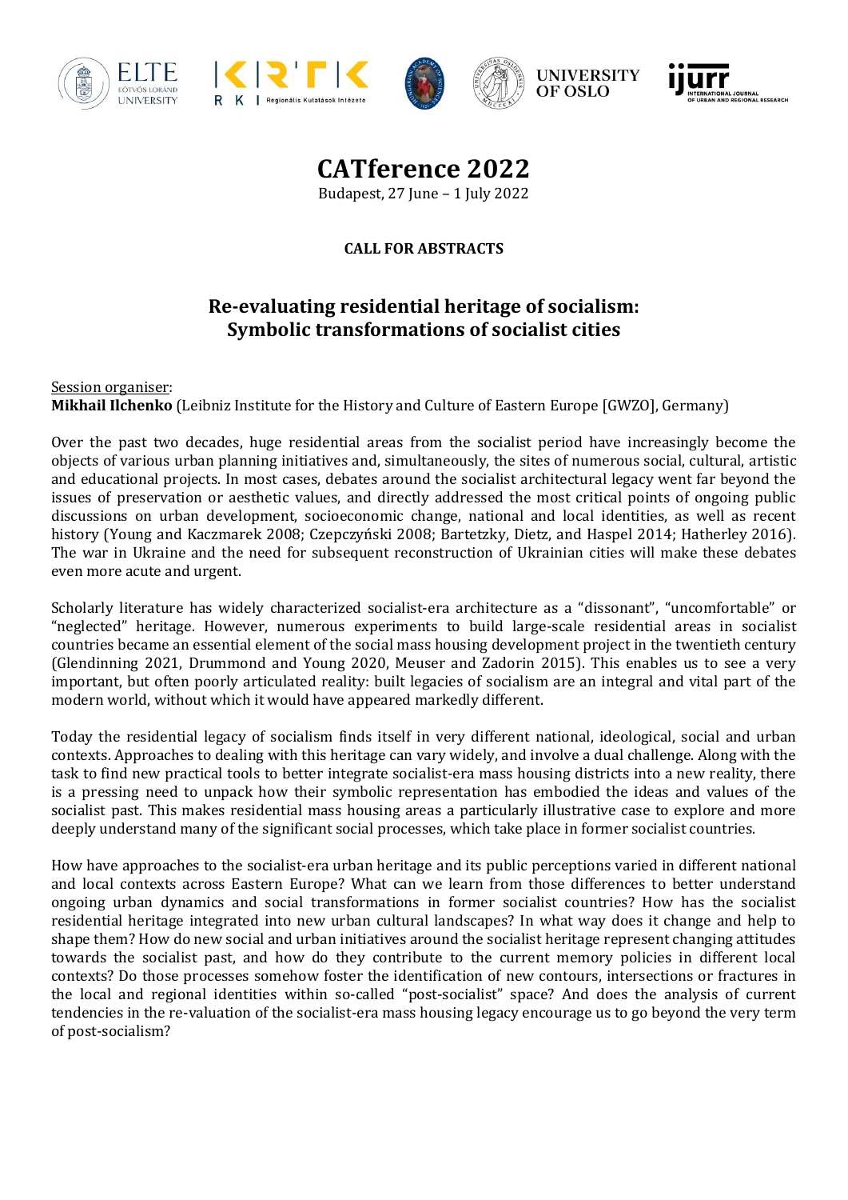# CATference 2022

Budapest, 27 June – 1 July 2022

**CALL FOR ABSTRACTS**

## Re-evaluating residential heritage of socialism: Symbolic transformations of socialist cities

Session organiser:
**Mikhail Ilchenko** (Leibniz Institute for the History and Culture of Eastern Europe [GWZO], Germany)

Over the past two decades, huge residential areas from the socialist period have increasingly become the objects of various urban planning initiatives and, simultaneously, the sites of numerous social, cultural, artistic and educational projects. In most cases, debates around the socialist architectural legacy went far beyond the issues of preservation or aesthetic values, and directly addressed the most critical points of ongoing public discussions on urban development, socioeconomic change, national and local identities, as well as recent history (Young and Kaczmarek 2008; Czepczyński 2008; Bartetzky, Dietz, and Haspel 2014; Hatherley 2016). The war in Ukraine and the need for subsequent reconstruction of Ukrainian cities will make these debates even more acute and urgent.

Scholarly literature has widely characterized socialist-era architecture as a "dissonant", "uncomfortable" or "neglected" heritage. However, numerous experiments to build large-scale residential areas in socialist countries became an essential element of the social mass housing development project in the twentieth century (Glendinning 2021, Drummond and Young 2020, Meuser and Zadorin 2015). This enables us to see a very important, but often poorly articulated reality: built legacies of socialism are an integral and vital part of the modern world, without which it would have appeared markedly different.

Today the residential legacy of socialism finds itself in very different national, ideological, social and urban contexts. Approaches to dealing with this heritage can vary widely, and involve a dual challenge. Along with the task to find new practical tools to better integrate socialist-era mass housing districts into a new reality, there is a pressing need to unpack how their symbolic representation has embodied the ideas and values of the socialist past. This makes residential mass housing areas a particularly illustrative case to explore and more deeply understand many of the significant social processes, which take place in former socialist countries.

How have approaches to the socialist-era urban heritage and its public perceptions varied in different national and local contexts across Eastern Europe? What can we learn from those differences to better understand ongoing urban dynamics and social transformations in former socialist countries? How has the socialist residential heritage integrated into new urban cultural landscapes? In what way does it change and help to shape them? How do new social and urban initiatives around the socialist heritage represent changing attitudes towards the socialist past, and how do they contribute to the current memory policies in different local contexts? Do those processes somehow foster the identification of new contours, intersections or fractures in the local and regional identities within so-called "post-socialist" space? And does the analysis of current tendencies in the re-valuation of the socialist-era mass housing legacy encourage us to go beyond the very term of post-socialism?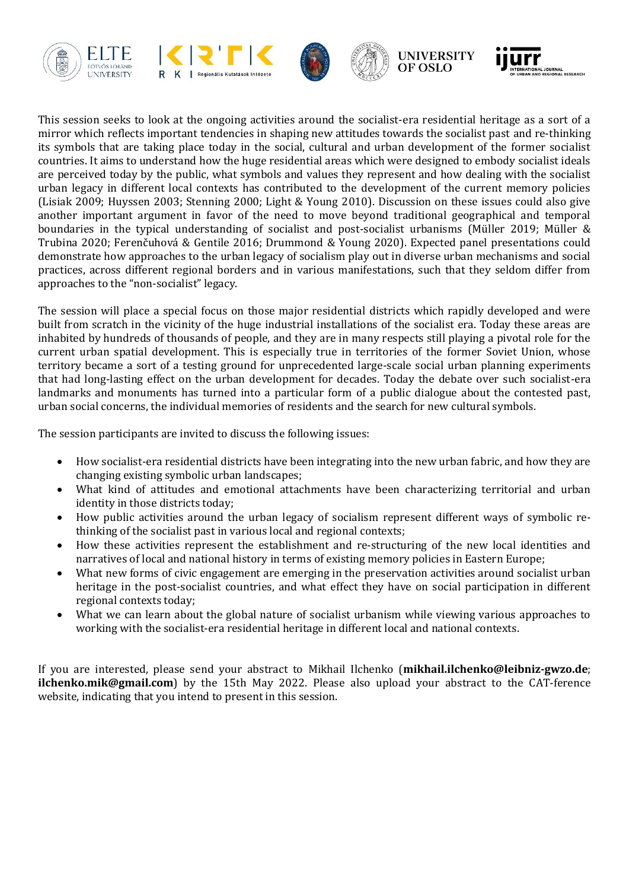This session seeks to look at the ongoing activities around the socialist-era residential heritage as a sort of a mirror which reflects important tendencies in shaping new attitudes towards the socialist past and re-thinking its symbols that are taking place today in the social, cultural and urban development of the former socialist countries. It aims to understand how the huge residential areas which were designed to embody socialist ideals are perceived today by the public, what symbols and values they represent and how dealing with the socialist urban legacy in different local contexts has contributed to the development of the current memory policies (Lisiak 2009; Huyssen 2003; Stenning 2000; Light & Young 2010). Discussion on these issues could also give another important argument in favor of the need to move beyond traditional geographical and temporal boundaries in the typical understanding of socialist and post-socialist urbanisms (Müller 2019; Müller & Trubina 2020; Ferenčuhová & Gentile 2016; Drummond & Young 2020). Expected panel presentations could demonstrate how approaches to the urban legacy of socialism play out in diverse urban mechanisms and social practices, across different regional borders and in various manifestations, such that they seldom differ from approaches to the "non-socialist" legacy.

The session will place a special focus on those major residential districts which rapidly developed and were built from scratch in the vicinity of the huge industrial installations of the socialist era. Today these areas are inhabited by hundreds of thousands of people, and they are in many respects still playing a pivotal role for the current urban spatial development. This is especially true in territories of the former Soviet Union, whose territory became a sort of a testing ground for unprecedented large-scale social urban planning experiments that had long-lasting effect on the urban development for decades. Today the debate over such socialist-era landmarks and monuments has turned into a particular form of a public dialogue about the contested past, urban social concerns, the individual memories of residents and the search for new cultural symbols.

The session participants are invited to discuss the following issues:

- How socialist-era residential districts have been integrating into the new urban fabric, and how they are changing existing symbolic urban landscapes;
- What kind of attitudes and emotional attachments have been characterizing territorial and urban identity in those districts today;
- How public activities around the urban legacy of socialism represent different ways of symbolic re-thinking of the socialist past in various local and regional contexts;
- How these activities represent the establishment and re-structuring of the new local identities and narratives of local and national history in terms of existing memory policies in Eastern Europe;
- What new forms of civic engagement are emerging in the preservation activities around socialist urban heritage in the post-socialist countries, and what effect they have on social participation in different regional contexts today;
- What we can learn about the global nature of socialist urbanism while viewing various approaches to working with the socialist-era residential heritage in different local and national contexts.

If you are interested, please send your abstract to Mikhail Ilchenko (**mikhail.ilchenko@leibniz-gwzo.de**; **ilchenko.mik@gmail.com**) by the 15th May 2022. Please also upload your abstract to the CAT-ference website, indicating that you intend to present in this session.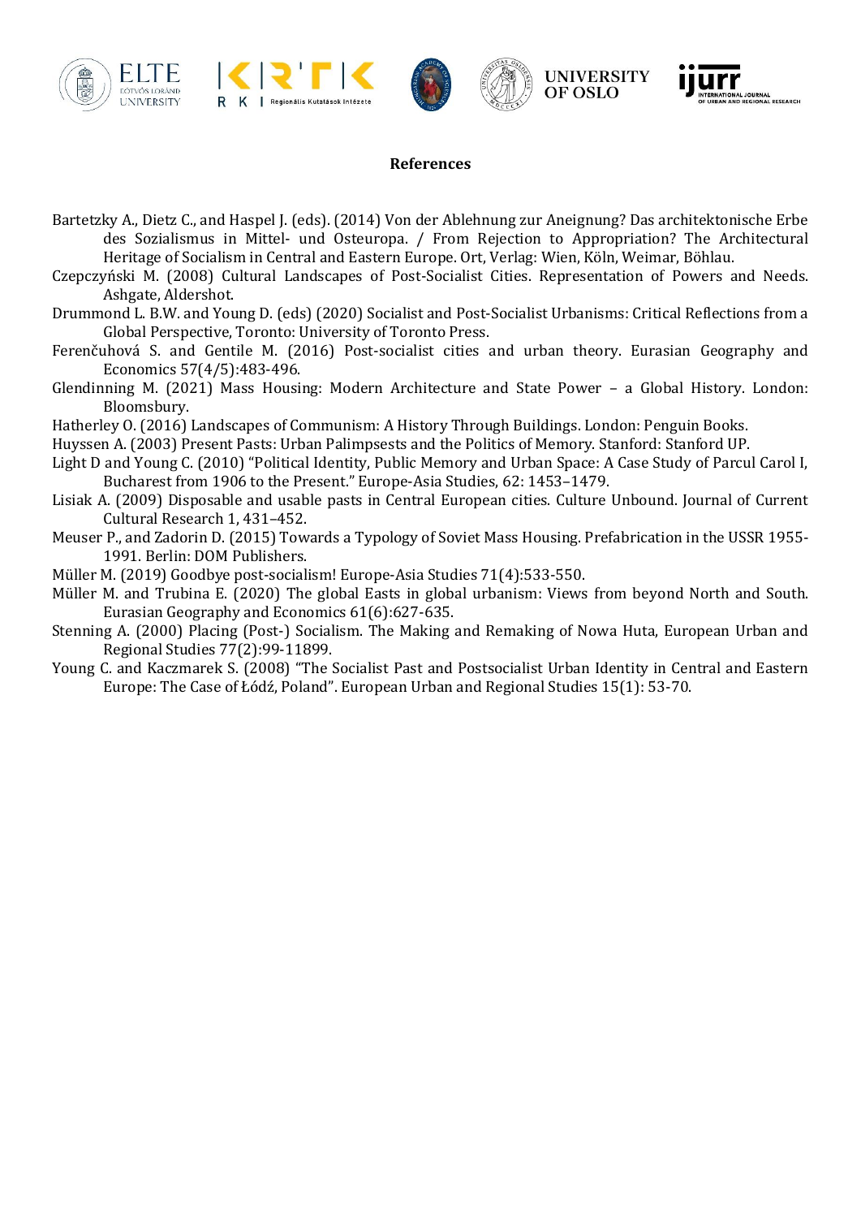**References**

Bartetzky A., Dietz C., and Haspel J. (eds). (2014) Von der Ablehnung zur Aneignung? Das architektonische Erbe des Sozialismus in Mittel- und Osteuropa. / From Rejection to Appropriation? The Architectural Heritage of Socialism in Central and Eastern Europe. Ort, Verlag: Wien, Köln, Weimar, Böhlau.

Czepczyński M. (2008) Cultural Landscapes of Post-Socialist Cities. Representation of Powers and Needs. Ashgate, Aldershot.

Drummond L. B.W. and Young D. (eds) (2020) Socialist and Post-Socialist Urbanisms: Critical Reflections from a Global Perspective, Toronto: University of Toronto Press.

Ferenčuhová S. and Gentile M. (2016) Post-socialist cities and urban theory. Eurasian Geography and Economics 57(4/5):483-496.

Glendinning M. (2021) Mass Housing: Modern Architecture and State Power – a Global History. London: Bloomsbury.

Hatherley O. (2016) Landscapes of Communism: A History Through Buildings. London: Penguin Books.

Huyssen A. (2003) Present Pasts: Urban Palimpsests and the Politics of Memory. Stanford: Stanford UP.

Light D and Young C. (2010) "Political Identity, Public Memory and Urban Space: A Case Study of Parcul Carol I, Bucharest from 1906 to the Present." Europe-Asia Studies, 62: 1453–1479.

Lisiak A. (2009) Disposable and usable pasts in Central European cities. Culture Unbound. Journal of Current Cultural Research 1, 431–452.

Meuser P., and Zadorin D. (2015) Towards a Typology of Soviet Mass Housing. Prefabrication in the USSR 1955-1991. Berlin: DOM Publishers.

Müller M. (2019) Goodbye post-socialism! Europe-Asia Studies 71(4):533-550.

Müller M. and Trubina E. (2020) The global Easts in global urbanism: Views from beyond North and South. Eurasian Geography and Economics 61(6):627-635.

Stenning A. (2000) Placing (Post-) Socialism. The Making and Remaking of Nowa Huta, European Urban and Regional Studies 77(2):99-11899.

Young C. and Kaczmarek S. (2008) "The Socialist Past and Postsocialist Urban Identity in Central and Eastern Europe: The Case of Łódź, Poland". European Urban and Regional Studies 15(1): 53-70.